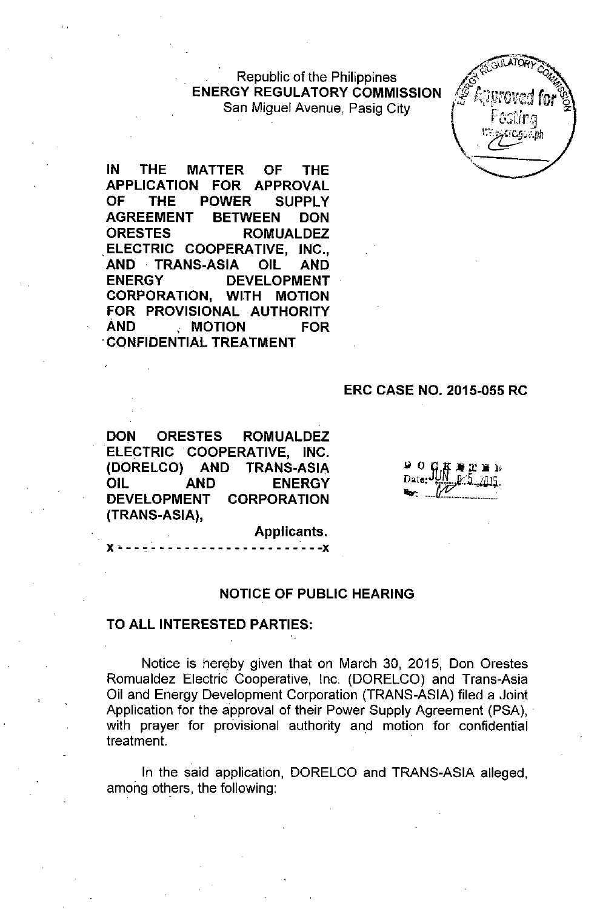Republic of the Philippines
**ENERGY REGULATORY COMMISSION**
San Miguel Avenue, Pasig City

**IN THE MATTER OF THE APPLICATION FOR APPROVAL OF THE POWER SUPPLY AGREEMENT BETWEEN DON ORESTES ROMUALDEZ ELECTRIC COOPERATIVE, INC., AND TRANS-ASIA OIL AND ENERGY DEVELOPMENT CORPORATION, WITH MOTION FOR PROVISIONAL AUTHORITY AND MOTION FOR CONFIDENTIAL TREATMENT**

**ERC CASE NO. 2015-055 RC**

**DON ORESTES ROMUALDEZ ELECTRIC COOPERATIVE, INC. (DORELCO) AND TRANS-ASIA OIL AND ENERGY DEVELOPMENT CORPORATION (TRANS-ASIA),**

**Applicants.**

x - - - - - - - - - - - - - - - - - - - - - - - - - x

DOCKETED
Date: JUN 05 2015

## NOTICE OF PUBLIC HEARING

**TO ALL INTERESTED PARTIES:**

Notice is hereby given that on March 30, 2015, Don Orestes Romualdez Electric Cooperative, Inc. (DORELCO) and Trans-Asia Oil and Energy Development Corporation (TRANS-ASIA) filed a Joint Application for the approval of their Power Supply Agreement (PSA), with prayer for provisional authority and motion for confidential treatment.

In the said application, DORELCO and TRANS-ASIA alleged, among others, the following: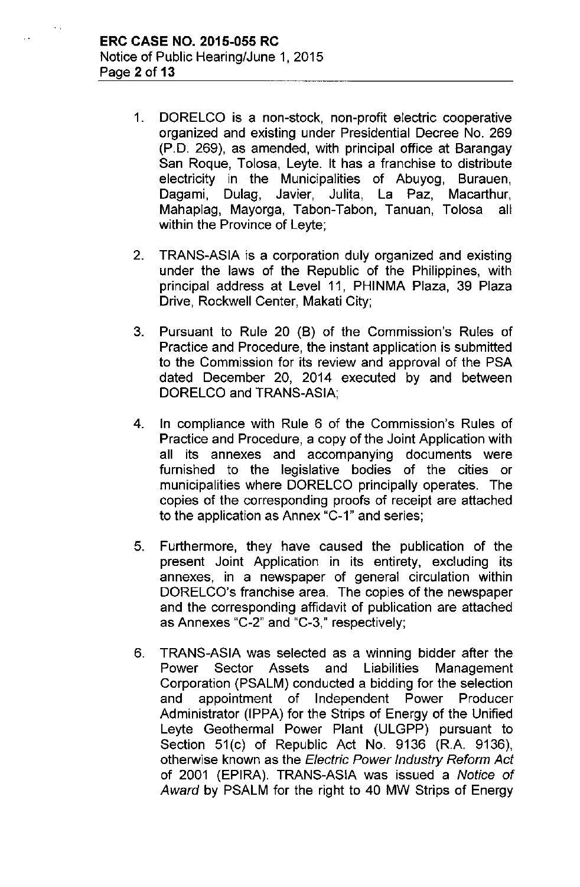1. DORELCO is a non-stock, non-profit electric cooperative organized and existing under Presidential Decree No. 269 (P.D. 269), as amended, with principal office at Barangay San Roque, Tolosa, Leyte. It has a franchise to distribute electricity in the Municipalities of Abuyog, Burauen, Dagami, Dulag, Javier, Julita, La Paz, Macarthur, Mahaplag, Mayorga, Tabon-Tabon, Tanuan, Tolosa all within the Province of Leyte;

2. TRANS-ASIA is a corporation duly organized and existing under the laws of the Republic of the Philippines, with principal address at Level 11, PHINMA Plaza, 39 Plaza Drive, Rockwell Center, Makati City;

3. Pursuant to Rule 20 (B) of the Commission's Rules of Practice and Procedure, the instant application is submitted to the Commission for its review and approval of the PSA dated December 20, 2014 executed by and between DORELCO and TRANS-ASIA;

4. In compliance with Rule 6 of the Commission's Rules of Practice and Procedure, a copy of the Joint Application with all its annexes and accompanying documents were furnished to the legislative bodies of the cities or municipalities where DORELCO principally operates. The copies of the corresponding proofs of receipt are attached to the application as Annex "C-1" and series;

5. Furthermore, they have caused the publication of the present Joint Application in its entirety, excluding its annexes, in a newspaper of general circulation within DORELCO's franchise area. The copies of the newspaper and the corresponding affidavit of publication are attached as Annexes "C-2" and "C-3," respectively;

6. TRANS-ASIA was selected as a winning bidder after the Power Sector Assets and Liabilities Management Corporation (PSALM) conducted a bidding for the selection and appointment of Independent Power Producer Administrator (IPPA) for the Strips of Energy of the Unified Leyte Geothermal Power Plant (ULGPP) pursuant to Section 51(c) of Republic Act No. 9136 (R.A. 9136), otherwise known as the *Electric Power Industry Reform Act* of 2001 (EPIRA). TRANS-ASIA was issued a *Notice of Award* by PSALM for the right to 40 MW Strips of Energy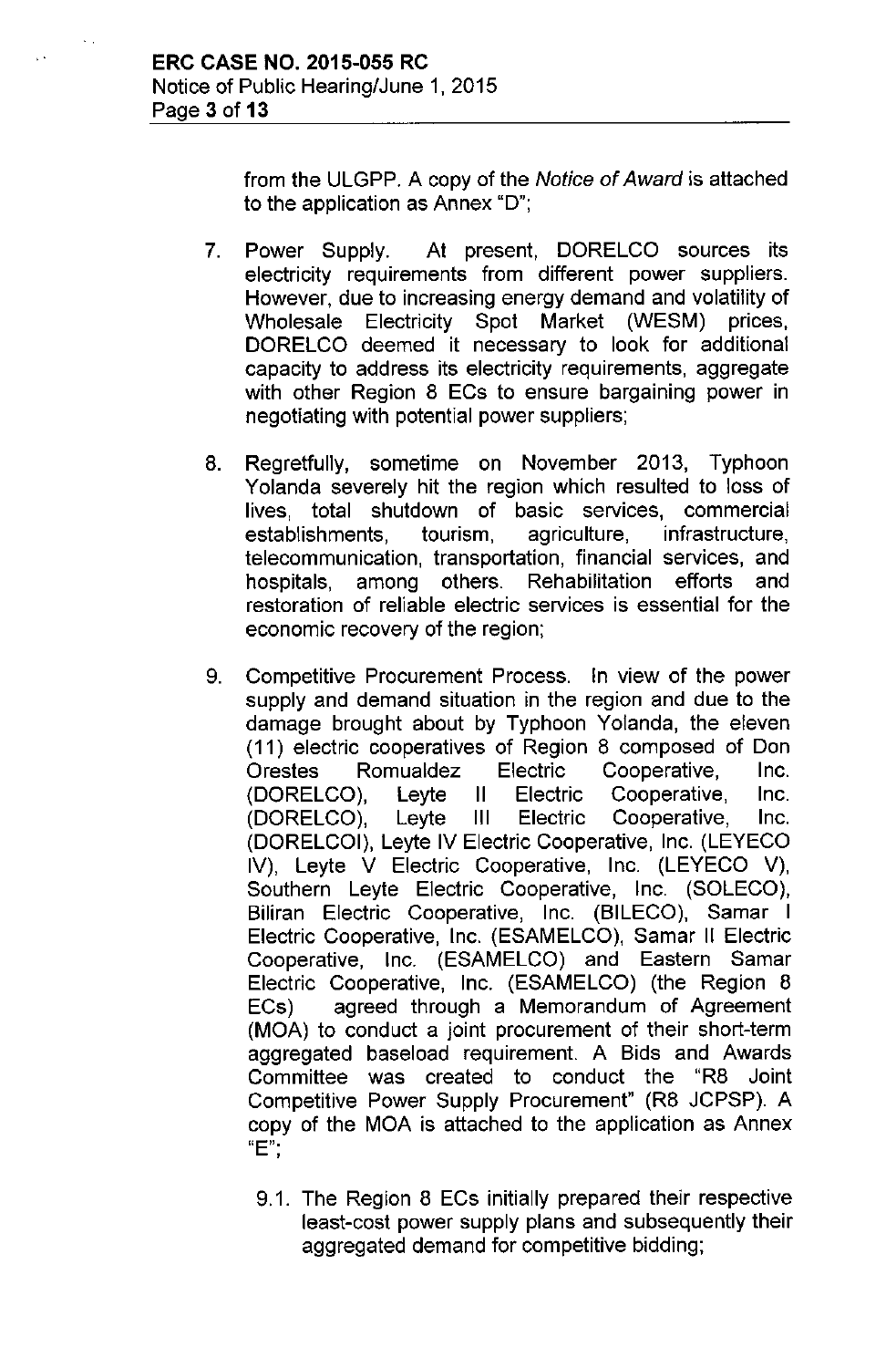from the ULGPP. A copy of the *Notice of Award* is attached to the application as Annex "D";

7. Power Supply. At present, DORELCO sources its electricity requirements from different power suppliers. However, due to increasing energy demand and volatility of Wholesale Electricity Spot Market (WESM) prices, DORELCO deemed it necessary to look for additional capacity to address its electricity requirements, aggregate with other Region 8 ECs to ensure bargaining power in negotiating with potential power suppliers;

8. Regretfully, sometime on November 2013, Typhoon Yolanda severely hit the region which resulted to loss of lives, total shutdown of basic services, commercial establishments, tourism, agriculture, infrastructure, telecommunication, transportation, financial services, and hospitals, among others. Rehabilitation efforts and restoration of reliable electric services is essential for the economic recovery of the region;

9. Competitive Procurement Process. In view of the power supply and demand situation in the region and due to the damage brought about by Typhoon Yolanda, the eleven (11) electric cooperatives of Region 8 composed of Don Orestes Romualdez Electric Cooperative, Inc. (DORELCO), Leyte II Electric Cooperative, Inc. (DORELCO), Leyte III Electric Cooperative, Inc. (DORELCOI), Leyte IV Electric Cooperative, Inc. (LEYECO IV), Leyte V Electric Cooperative, Inc. (LEYECO V), Southern Leyte Electric Cooperative, Inc. (SOLECO), Biliran Electric Cooperative, Inc. (BILECO), Samar I Electric Cooperative, Inc. (ESAMELCO), Samar II Electric Cooperative, Inc. (ESAMELCO) and Eastern Samar Electric Cooperative, Inc. (ESAMELCO) (the Region 8 ECs) agreed through a Memorandum of Agreement (MOA) to conduct a joint procurement of their short-term aggregated baseload requirement. A Bids and Awards Committee was created to conduct the "R8 Joint Competitive Power Supply Procurement" (R8 JCPSP). A copy of the MOA is attached to the application as Annex "E";

    9.1. The Region 8 ECs initially prepared their respective least-cost power supply plans and subsequently their aggregated demand for competitive bidding;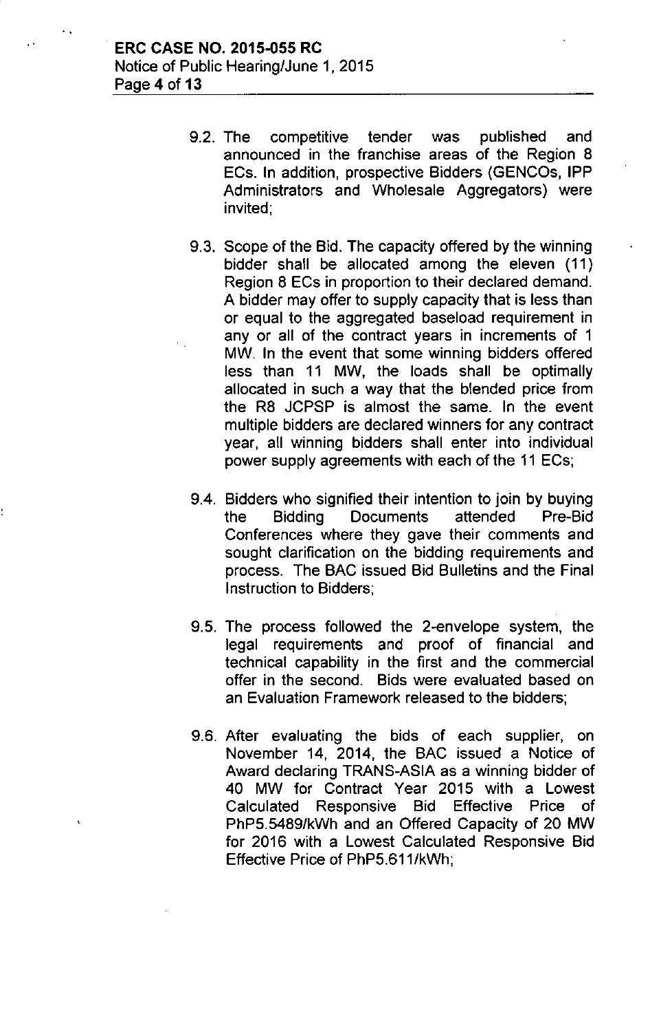9.2. The competitive tender was published and announced in the franchise areas of the Region 8 ECs. In addition, prospective Bidders (GENCOs, IPP Administrators and Wholesale Aggregators) were invited;

9.3. Scope of the Bid. The capacity offered by the winning bidder shall be allocated among the eleven (11) Region 8 ECs in proportion to their declared demand. A bidder may offer to supply capacity that is less than or equal to the aggregated baseload requirement in any or all of the contract years in increments of 1 MW. In the event that some winning bidders offered less than 11 MW, the loads shall be optimally allocated in such a way that the blended price from the R8 JCPSP is almost the same. In the event multiple bidders are declared winners for any contract year, all winning bidders shall enter into individual power supply agreements with each of the 11 ECs;

9.4. Bidders who signified their intention to join by buying the Bidding Documents attended Pre-Bid Conferences where they gave their comments and sought clarification on the bidding requirements and process. The BAC issued Bid Bulletins and the Final Instruction to Bidders;

9.5. The process followed the 2-envelope system, the legal requirements and proof of financial and technical capability in the first and the commercial offer in the second. Bids were evaluated based on an Evaluation Framework released to the bidders;

9.6. After evaluating the bids of each supplier, on November 14, 2014, the BAC issued a Notice of Award declaring TRANS-ASIA as a winning bidder of 40 MW for Contract Year 2015 with a Lowest Calculated Responsive Bid Effective Price of PhP5.5489/kWh and an Offered Capacity of 20 MW for 2016 with a Lowest Calculated Responsive Bid Effective Price of PhP5.611/kWh;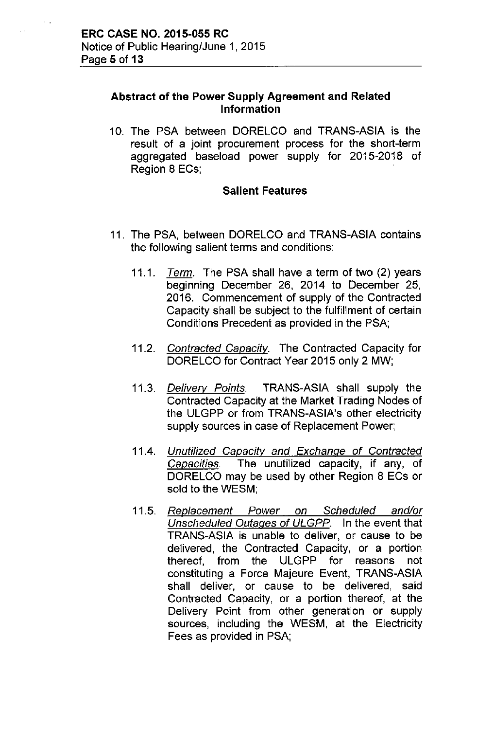### Abstract of the Power Supply Agreement and Related Information

10. The PSA between DORELCO and TRANS-ASIA is the result of a joint procurement process for the short-term aggregated baseload power supply for 2015-2018 of Region 8 ECs;

#### Salient Features

11. The PSA, between DORELCO and TRANS-ASIA contains the following salient terms and conditions:

    11.1. *Term.* The PSA shall have a term of two (2) years beginning December 26, 2014 to December 25, 2016. Commencement of supply of the Contracted Capacity shall be subject to the fulfillment of certain Conditions Precedent as provided in the PSA;

    11.2. *Contracted Capacity.* The Contracted Capacity for DORELCO for Contract Year 2015 only 2 MW;

    11.3. *Delivery Points.* TRANS-ASIA shall supply the Contracted Capacity at the Market Trading Nodes of the ULGPP or from TRANS-ASIA's other electricity supply sources in case of Replacement Power;

    11.4. *Unutilized Capacity and Exchange of Contracted Capacities.* The unutilized capacity, if any, of DORELCO may be used by other Region 8 ECs or sold to the WESM;

    11.5. *Replacement Power on Scheduled and/or Unscheduled Outages of ULGPP.* In the event that TRANS-ASIA is unable to deliver, or cause to be delivered, the Contracted Capacity, or a portion thereof, from the ULGPP for reasons not constituting a Force Majeure Event, TRANS-ASIA shall deliver, or cause to be delivered, said Contracted Capacity, or a portion thereof, at the Delivery Point from other generation or supply sources, including the WESM, at the Electricity Fees as provided in PSA;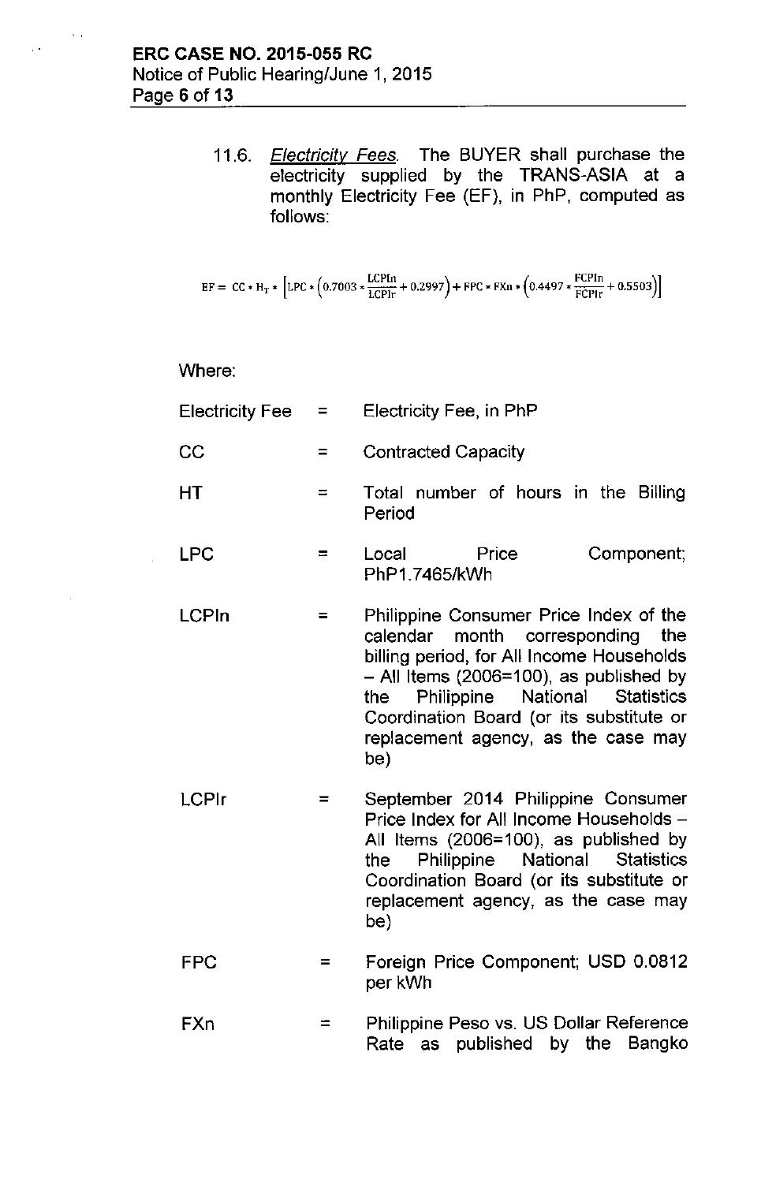11.6. *Electricity Fees.* The BUYER shall purchase the electricity supplied by the TRANS-ASIA at a monthly Electricity Fee (EF), in PhP, computed as follows:

$$EF = CC * H_T * \left[LPC * \left(0.7003 * \frac{LCPIn}{LCPIr} + 0.2997\right) + FPC * FXn * \left(0.4497 * \frac{FCPIn}{FCPIr} + 0.5503\right)\right]$$

Where:

| | | |
|---|---|---|
| Electricity Fee | = | Electricity Fee, in PhP |
| CC | = | Contracted Capacity |
| HT | = | Total number of hours in the Billing Period |
| LPC | = | Local Price Component; PhP1.7465/kWh |
| LCPIn | = | Philippine Consumer Price Index of the calendar month corresponding the billing period, for All Income Households – All Items (2006=100), as published by the Philippine National Statistics Coordination Board (or its substitute or replacement agency, as the case may be) |
| LCPIr | = | September 2014 Philippine Consumer Price Index for All Income Households – All Items (2006=100), as published by the Philippine National Statistics Coordination Board (or its substitute or replacement agency, as the case may be) |
| FPC | = | Foreign Price Component; USD 0.0812 per kWh |
| FXn | = | Philippine Peso vs. US Dollar Reference Rate as published by the Bangko |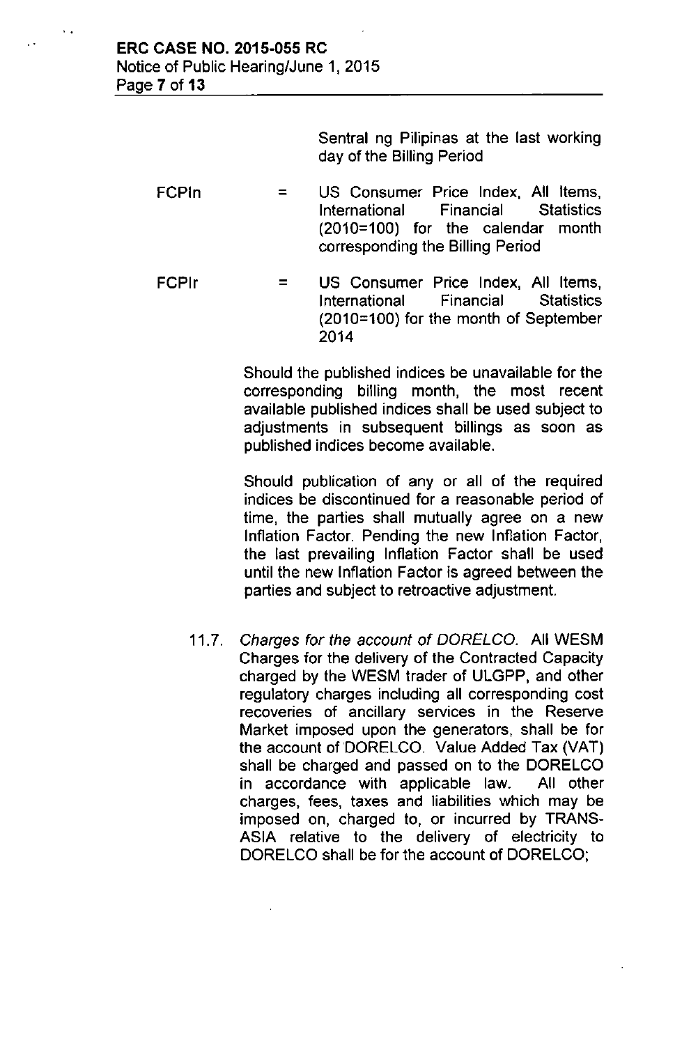Sentral ng Pilipinas at the last working day of the Billing Period

| | | |
|---|---|---|
| FCPIn | = | US Consumer Price Index, All Items, International Financial Statistics (2010=100) for the calendar month corresponding the Billing Period |
| FCPIr | = | US Consumer Price Index, All Items, International Financial Statistics (2010=100) for the month of September 2014 |

Should the published indices be unavailable for the corresponding billing month, the most recent available published indices shall be used subject to adjustments in subsequent billings as soon as published indices become available.

Should publication of any or all of the required indices be discontinued for a reasonable period of time, the parties shall mutually agree on a new Inflation Factor. Pending the new Inflation Factor, the last prevailing Inflation Factor shall be used until the new Inflation Factor is agreed between the parties and subject to retroactive adjustment.

11.7. *Charges for the account of DORELCO.* All WESM Charges for the delivery of the Contracted Capacity charged by the WESM trader of ULGPP, and other regulatory charges including all corresponding cost recoveries of ancillary services in the Reserve Market imposed upon the generators, shall be for the account of DORELCO. Value Added Tax (VAT) shall be charged and passed on to the DORELCO in accordance with applicable law. All other charges, fees, taxes and liabilities which may be imposed on, charged to, or incurred by TRANS-ASIA relative to the delivery of electricity to DORELCO shall be for the account of DORELCO;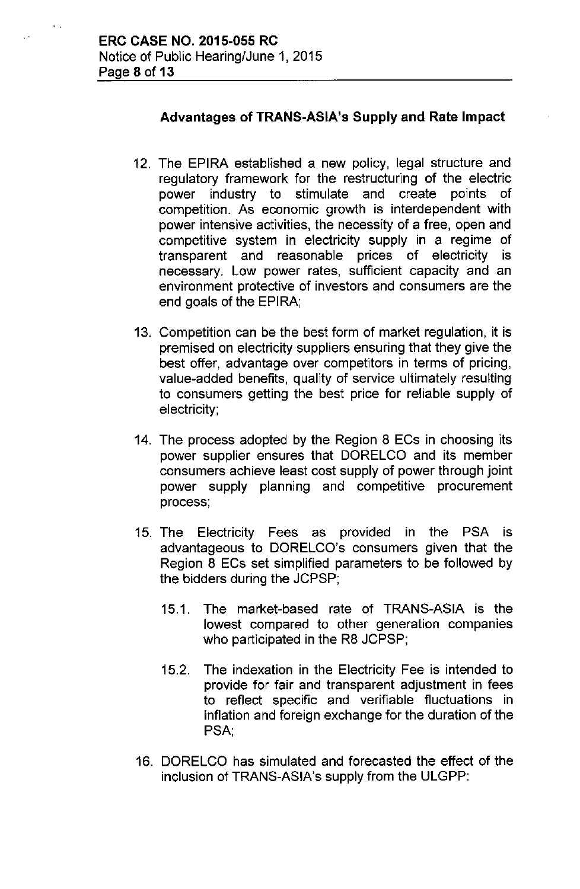### Advantages of TRANS-ASIA's Supply and Rate Impact

12. The EPIRA established a new policy, legal structure and regulatory framework for the restructuring of the electric power industry to stimulate and create points of competition. As economic growth is interdependent with power intensive activities, the necessity of a free, open and competitive system in electricity supply in a regime of transparent and reasonable prices of electricity is necessary. Low power rates, sufficient capacity and an environment protective of investors and consumers are the end goals of the EPIRA;

13. Competition can be the best form of market regulation, it is premised on electricity suppliers ensuring that they give the best offer, advantage over competitors in terms of pricing, value-added benefits, quality of service ultimately resulting to consumers getting the best price for reliable supply of electricity;

14. The process adopted by the Region 8 ECs in choosing its power supplier ensures that DORELCO and its member consumers achieve least cost supply of power through joint power supply planning and competitive procurement process;

15. The Electricity Fees as provided in the PSA is advantageous to DORELCO's consumers given that the Region 8 ECs set simplified parameters to be followed by the bidders during the JCPSP;

    15.1. The market-based rate of TRANS-ASIA is the lowest compared to other generation companies who participated in the R8 JCPSP;

    15.2. The indexation in the Electricity Fee is intended to provide for fair and transparent adjustment in fees to reflect specific and verifiable fluctuations in inflation and foreign exchange for the duration of the PSA;

16. DORELCO has simulated and forecasted the effect of the inclusion of TRANS-ASIA's supply from the ULGPP: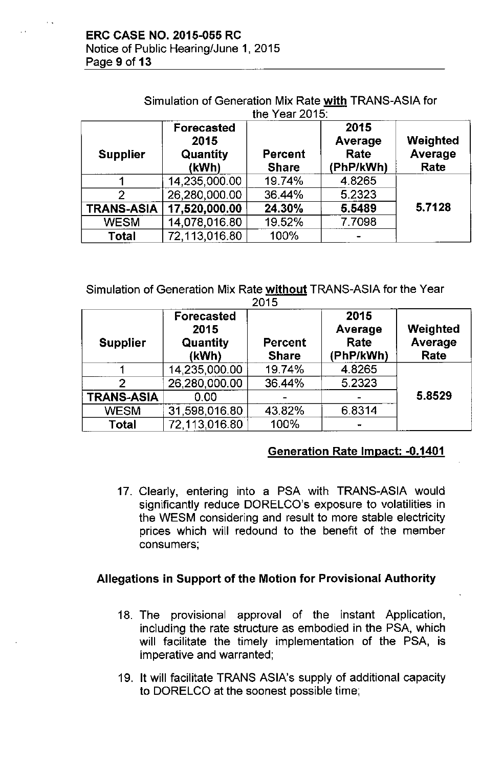Simulation of Generation Mix Rate **with** TRANS-ASIA for the Year 2015:

| Supplier | Forecasted 2015 Quantity (kWh) | Percent Share | 2015 Average Rate (PhP/kWh) | Weighted Average Rate |
|---|---|---|---|---|
| 1 | 14,235,000.00 | 19.74% | 4.8265 | 5.7128 |
| 2 | 26,280,000.00 | 36.44% | 5.2323 | |
| **TRANS-ASIA** | **17,520,000.00** | **24.30%** | **5.5489** | |
| WESM | 14,078,016.80 | 19.52% | 7.7098 | |
| **Total** | 72,113,016.80 | 100% | - | |

Simulation of Generation Mix Rate **without** TRANS-ASIA for the Year 2015

| Supplier | Forecasted 2015 Quantity (kWh) | Percent Share | 2015 Average Rate (PhP/kWh) | Weighted Average Rate |
|---|---|---|---|---|
| 1 | 14,235,000.00 | 19.74% | 4.8265 | 5.8529 |
| 2 | 26,280,000.00 | 36.44% | 5.2323 | |
| **TRANS-ASIA** | 0.00 | - | - | |
| WESM | 31,598,016.80 | 43.82% | 6.8314 | |
| **Total** | 72,113,016.80 | 100% | - | |

**Generation Rate Impact: -0.1401**

17. Clearly, entering into a PSA with TRANS-ASIA would significantly reduce DORELCO's exposure to volatilities in the WESM considering and result to more stable electricity prices which will redound to the benefit of the member consumers;

**Allegations in Support of the Motion for Provisional Authority**

18. The provisional approval of the instant Application, including the rate structure as embodied in the PSA, which will facilitate the timely implementation of the PSA, is imperative and warranted;

19. It will facilitate TRANS ASIA's supply of additional capacity to DORELCO at the soonest possible time;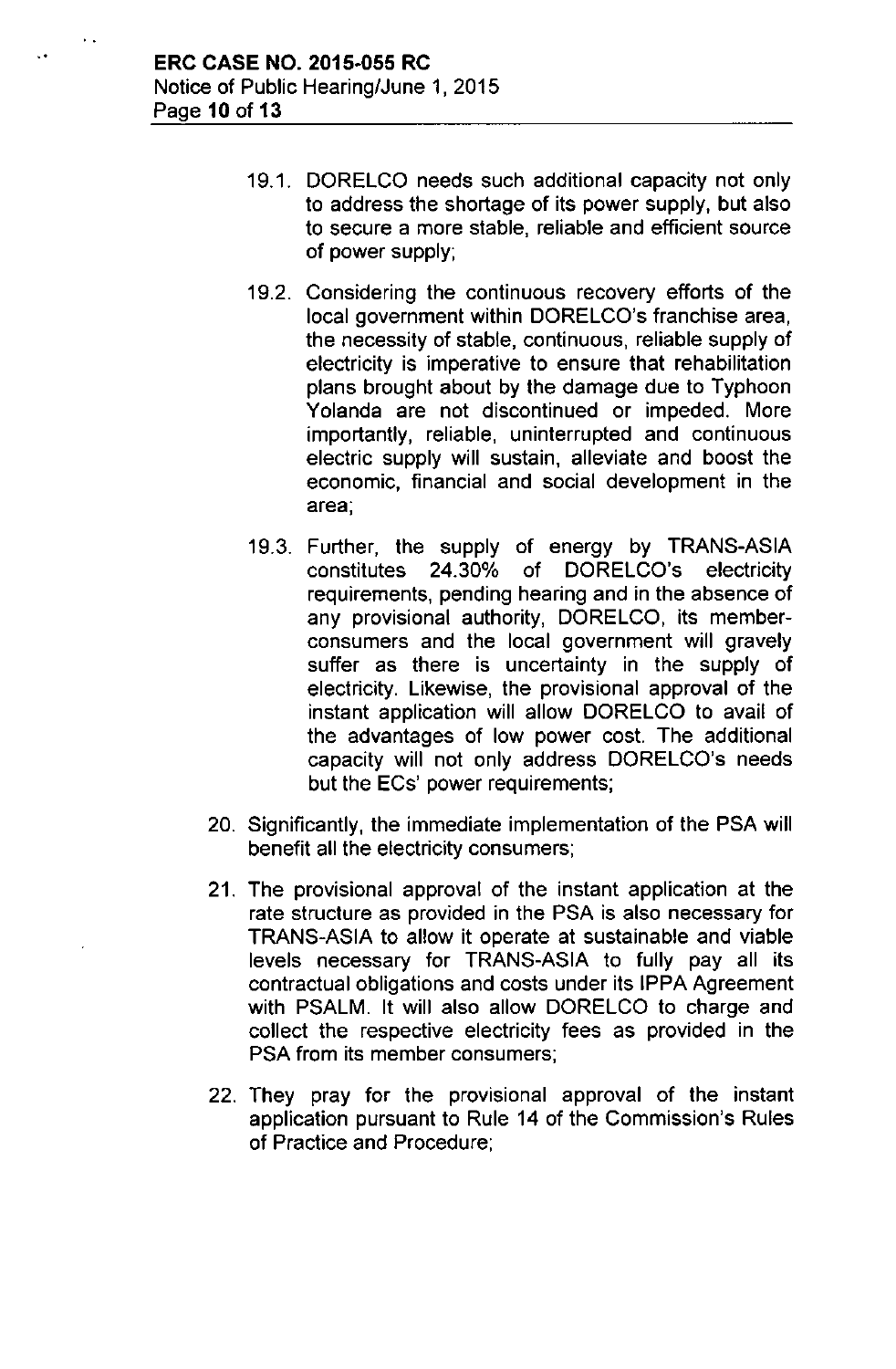19.1. DORELCO needs such additional capacity not only to address the shortage of its power supply, but also to secure a more stable, reliable and efficient source of power supply;

19.2. Considering the continuous recovery efforts of the local government within DORELCO's franchise area, the necessity of stable, continuous, reliable supply of electricity is imperative to ensure that rehabilitation plans brought about by the damage due to Typhoon Yolanda are not discontinued or impeded. More importantly, reliable, uninterrupted and continuous electric supply will sustain, alleviate and boost the economic, financial and social development in the area;

19.3. Further, the supply of energy by TRANS-ASIA constitutes 24.30% of DORELCO's electricity requirements, pending hearing and in the absence of any provisional authority, DORELCO, its member-consumers and the local government will gravely suffer as there is uncertainty in the supply of electricity. Likewise, the provisional approval of the instant application will allow DORELCO to avail of the advantages of low power cost. The additional capacity will not only address DORELCO's needs but the ECs' power requirements;

20. Significantly, the immediate implementation of the PSA will benefit all the electricity consumers;

21. The provisional approval of the instant application at the rate structure as provided in the PSA is also necessary for TRANS-ASIA to allow it operate at sustainable and viable levels necessary for TRANS-ASIA to fully pay all its contractual obligations and costs under its IPPA Agreement with PSALM. It will also allow DORELCO to charge and collect the respective electricity fees as provided in the PSA from its member consumers;

22. They pray for the provisional approval of the instant application pursuant to Rule 14 of the Commission's Rules of Practice and Procedure;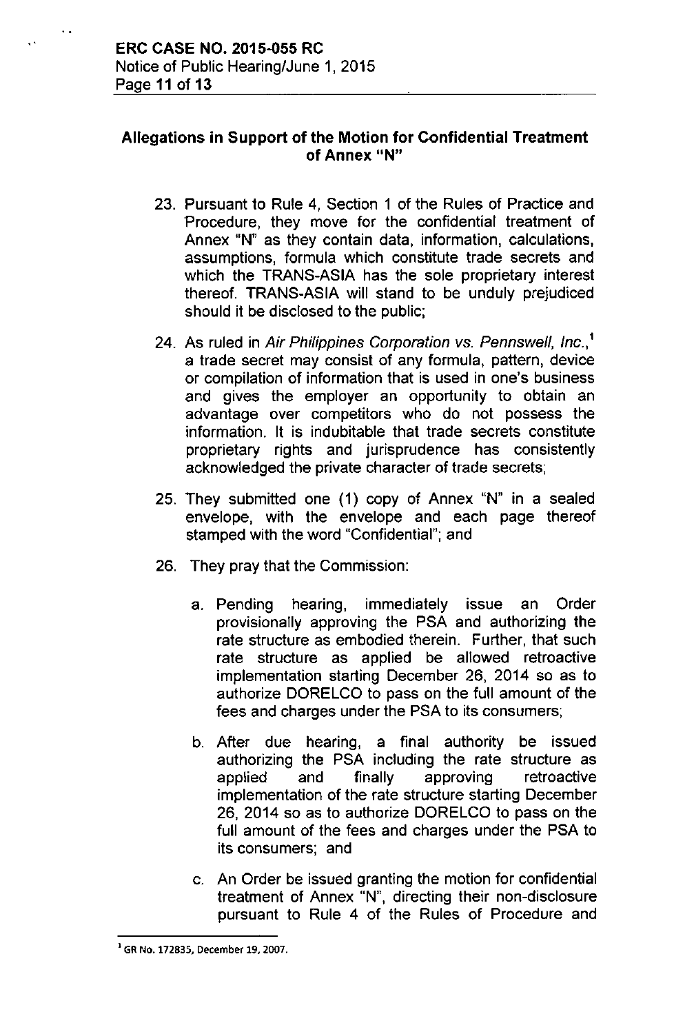## Allegations in Support of the Motion for Confidential Treatment of Annex "N"

23. Pursuant to Rule 4, Section 1 of the Rules of Practice and Procedure, they move for the confidential treatment of Annex "N" as they contain data, information, calculations, assumptions, formula which constitute trade secrets and which the TRANS-ASIA has the sole proprietary interest thereof. TRANS-ASIA will stand to be unduly prejudiced should it be disclosed to the public;

24. As ruled in *Air Philippines Corporation vs. Pennswell, Inc.*,[1] a trade secret may consist of any formula, pattern, device or compilation of information that is used in one's business and gives the employer an opportunity to obtain an advantage over competitors who do not possess the information. It is indubitable that trade secrets constitute proprietary rights and jurisprudence has consistently acknowledged the private character of trade secrets;

25. They submitted one (1) copy of Annex "N" in a sealed envelope, with the envelope and each page thereof stamped with the word "Confidential"; and

26. They pray that the Commission:

    a. Pending hearing, immediately issue an Order provisionally approving the PSA and authorizing the rate structure as embodied therein. Further, that such rate structure as applied be allowed retroactive implementation starting December 26, 2014 so as to authorize DORELCO to pass on the full amount of the fees and charges under the PSA to its consumers;

    b. After due hearing, a final authority be issued authorizing the PSA including the rate structure as applied and finally approving retroactive implementation of the rate structure starting December 26, 2014 so as to authorize DORELCO to pass on the full amount of the fees and charges under the PSA to its consumers; and

    c. An Order be issued granting the motion for confidential treatment of Annex "N", directing their non-disclosure pursuant to Rule 4 of the Rules of Procedure and

---

[1] GR No. 172835, December 19, 2007.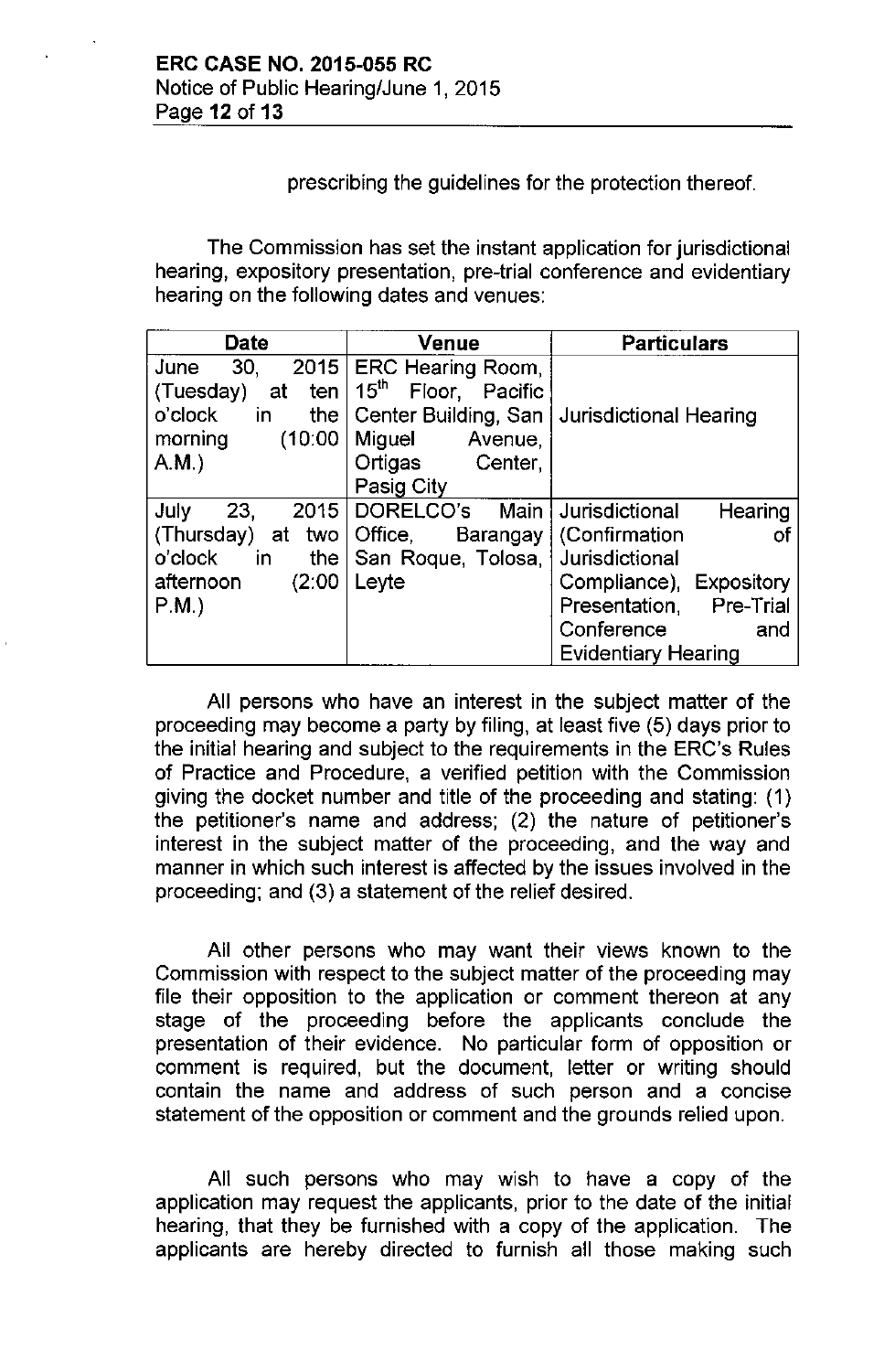prescribing the guidelines for the protection thereof.

The Commission has set the instant application for jurisdictional hearing, expository presentation, pre-trial conference and evidentiary hearing on the following dates and venues:

| Date | Venue | Particulars |
|---|---|---|
| June 30, 2015 (Tuesday) at ten o'clock in the morning (10:00 A.M.) | ERC Hearing Room, 15th Floor, Pacific Center Building, San Miguel Avenue, Ortigas Center, Pasig City | Jurisdictional Hearing |
| July 23, 2015 (Thursday) at two o'clock in the afternoon (2:00 P.M.) | DORELCO's Main Office, Barangay San Roque, Tolosa, Leyte | Jurisdictional Hearing (Confirmation of Jurisdictional Compliance), Expository Presentation, Pre-Trial Conference and Evidentiary Hearing |

All persons who have an interest in the subject matter of the proceeding may become a party by filing, at least five (5) days prior to the initial hearing and subject to the requirements in the ERC's Rules of Practice and Procedure, a verified petition with the Commission giving the docket number and title of the proceeding and stating: (1) the petitioner's name and address; (2) the nature of petitioner's interest in the subject matter of the proceeding, and the way and manner in which such interest is affected by the issues involved in the proceeding; and (3) a statement of the relief desired.

All other persons who may want their views known to the Commission with respect to the subject matter of the proceeding may file their opposition to the application or comment thereon at any stage of the proceeding before the applicants conclude the presentation of their evidence. No particular form of opposition or comment is required, but the document, letter or writing should contain the name and address of such person and a concise statement of the opposition or comment and the grounds relied upon.

All such persons who may wish to have a copy of the application may request the applicants, prior to the date of the initial hearing, that they be furnished with a copy of the application. The applicants are hereby directed to furnish all those making such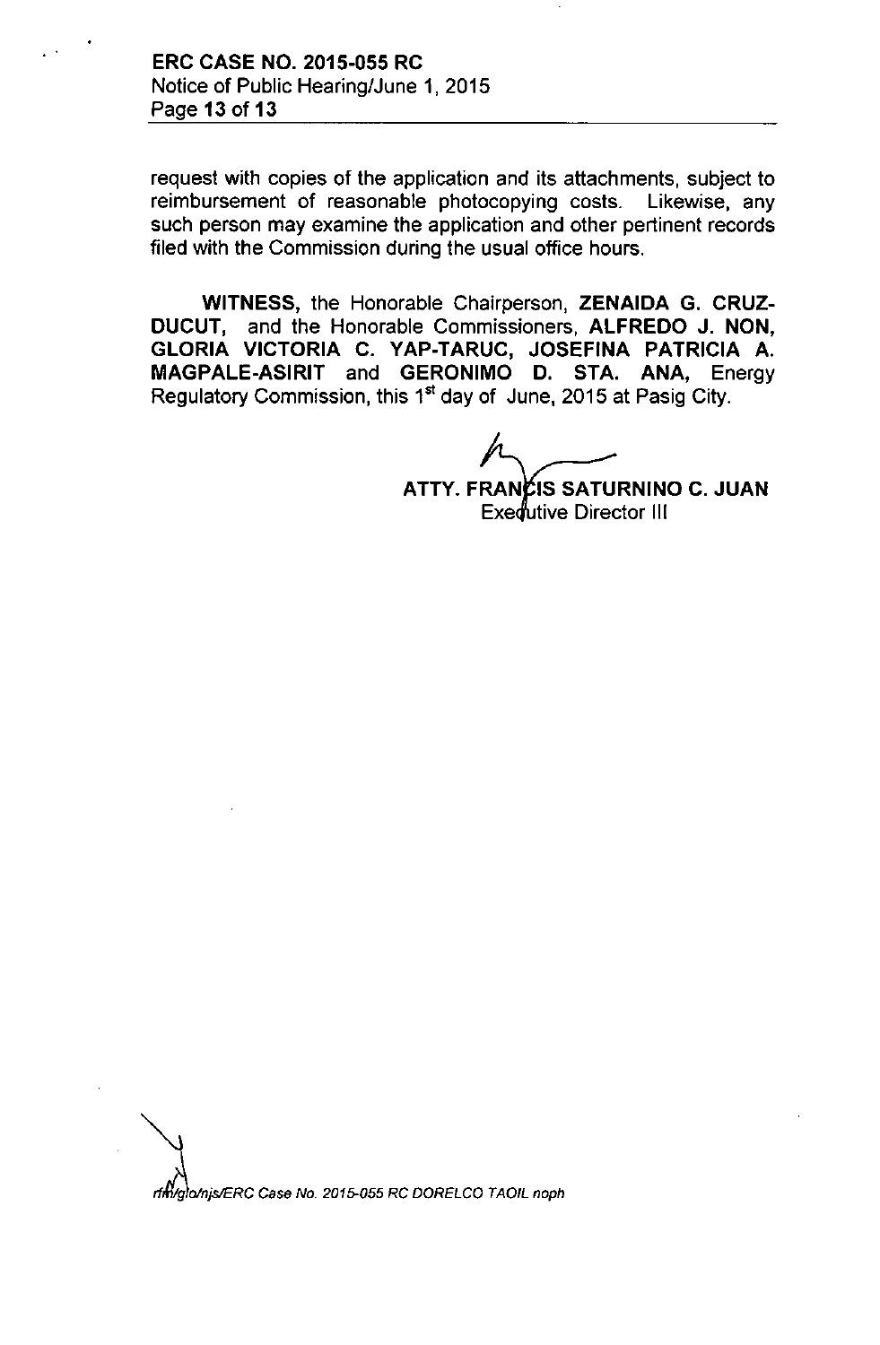request with copies of the application and its attachments, subject to reimbursement of reasonable photocopying costs. Likewise, any such person may examine the application and other pertinent records filed with the Commission during the usual office hours.

**WITNESS**, the Honorable Chairperson, **ZENAIDA G. CRUZ-DUCUT**, and the Honorable Commissioners, **ALFREDO J. NON**, **GLORIA VICTORIA C. YAP-TARUC**, **JOSEFINA PATRICIA A. MAGPALE-ASIRIT** and **GERONIMO D. STA. ANA**, Energy Regulatory Commission, this 1st day of June, 2015 at Pasig City.

**ATTY. FRANCIS SATURNINO C. JUAN**
Executive Director III

*rfm/glo/njs/ERC Case No. 2015-055 RC DORELCO TAOIL noph*